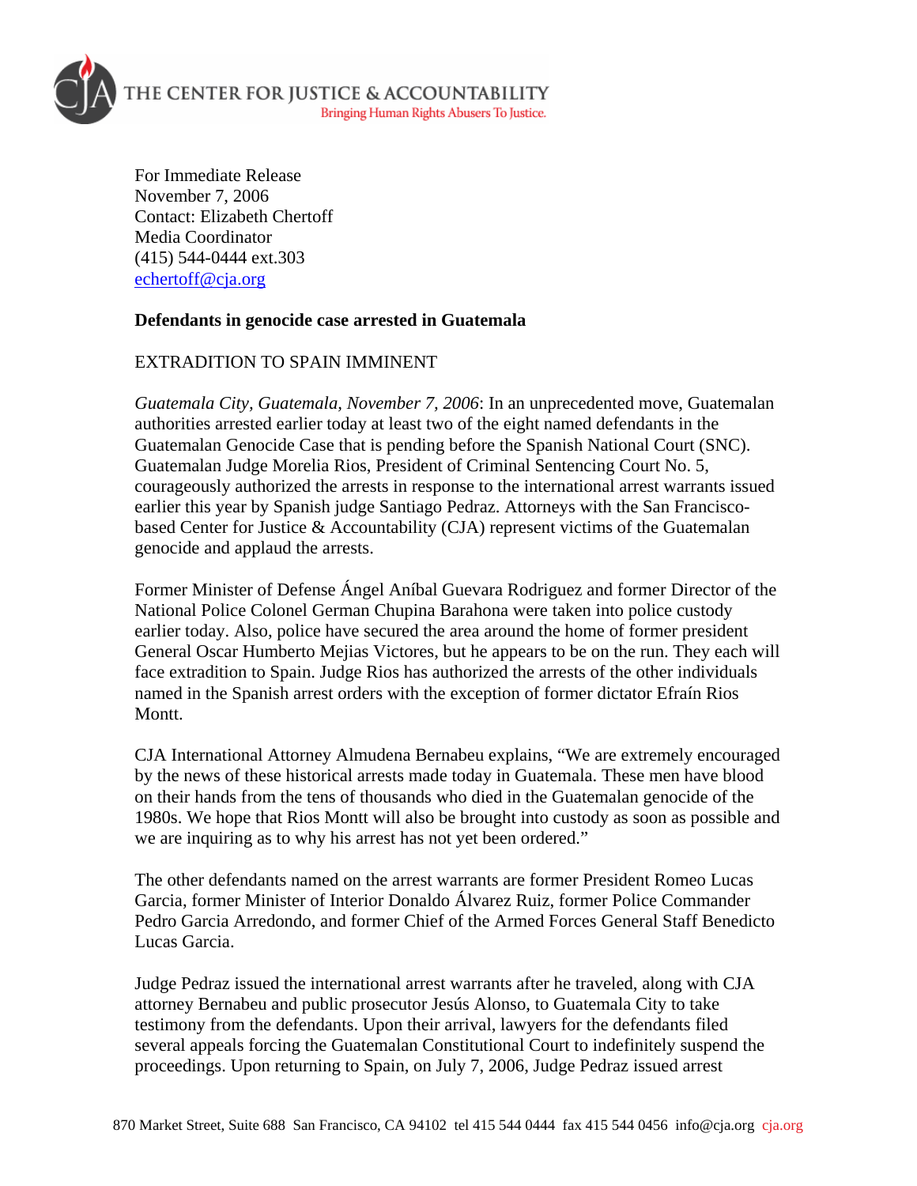THE CENTER FOR JUSTICE & ACCOUNTABILITY
Bringing Human Rights Abusers To Justice.

For Immediate Release
November 7, 2006
Contact: Elizabeth Chertoff
Media Coordinator
(415) 544-0444 ext.303
echertoff@cja.org

**Defendants in genocide case arrested in Guatemala**

EXTRADITION TO SPAIN IMMINENT

*Guatemala City, Guatemala, November 7, 2006*: In an unprecedented move, Guatemalan authorities arrested earlier today at least two of the eight named defendants in the Guatemalan Genocide Case that is pending before the Spanish National Court (SNC). Guatemalan Judge Morelia Rios, President of Criminal Sentencing Court No. 5, courageously authorized the arrests in response to the international arrest warrants issued earlier this year by Spanish judge Santiago Pedraz. Attorneys with the San Francisco-based Center for Justice & Accountability (CJA) represent victims of the Guatemalan genocide and applaud the arrests.

Former Minister of Defense Ángel Aníbal Guevara Rodriguez and former Director of the National Police Colonel German Chupina Barahona were taken into police custody earlier today. Also, police have secured the area around the home of former president General Oscar Humberto Mejias Victores, but he appears to be on the run. They each will face extradition to Spain. Judge Rios has authorized the arrests of the other individuals named in the Spanish arrest orders with the exception of former dictator Efraín Rios Montt.

CJA International Attorney Almudena Bernabeu explains, "We are extremely encouraged by the news of these historical arrests made today in Guatemala. These men have blood on their hands from the tens of thousands who died in the Guatemalan genocide of the 1980s. We hope that Rios Montt will also be brought into custody as soon as possible and we are inquiring as to why his arrest has not yet been ordered."

The other defendants named on the arrest warrants are former President Romeo Lucas Garcia, former Minister of Interior Donaldo Álvarez Ruiz, former Police Commander Pedro Garcia Arredondo, and former Chief of the Armed Forces General Staff Benedicto Lucas Garcia.

Judge Pedraz issued the international arrest warrants after he traveled, along with CJA attorney Bernabeu and public prosecutor Jesús Alonso, to Guatemala City to take testimony from the defendants. Upon their arrival, lawyers for the defendants filed several appeals forcing the Guatemalan Constitutional Court to indefinitely suspend the proceedings. Upon returning to Spain, on July 7, 2006, Judge Pedraz issued arrest

870 Market Street, Suite 688 San Francisco, CA 94102 tel 415 544 0444 fax 415 544 0456 info@cja.org cja.org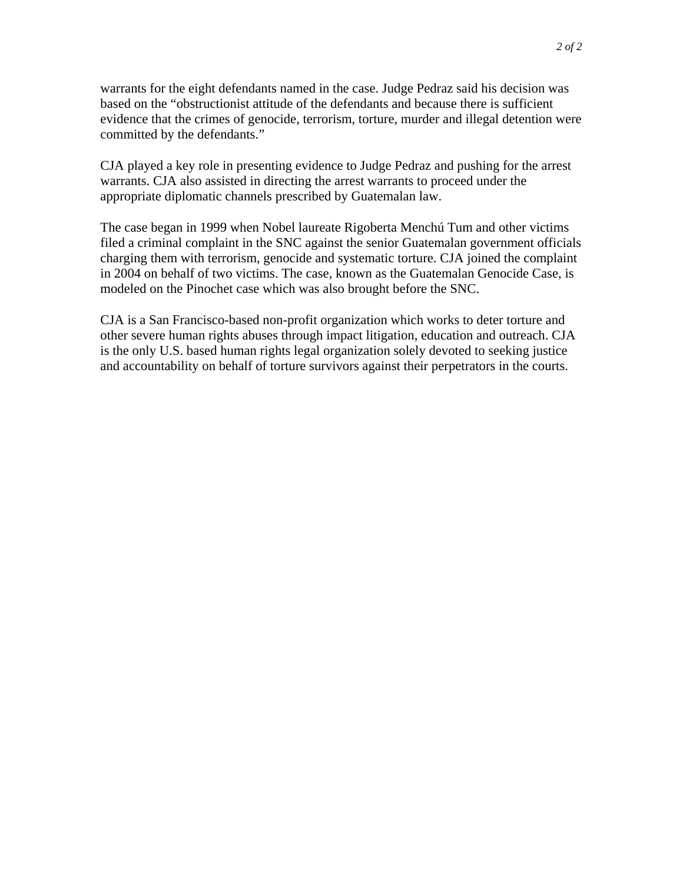warrants for the eight defendants named in the case. Judge Pedraz said his decision was based on the "obstructionist attitude of the defendants and because there is sufficient evidence that the crimes of genocide, terrorism, torture, murder and illegal detention were committed by the defendants."

CJA played a key role in presenting evidence to Judge Pedraz and pushing for the arrest warrants. CJA also assisted in directing the arrest warrants to proceed under the appropriate diplomatic channels prescribed by Guatemalan law.

The case began in 1999 when Nobel laureate Rigoberta Menchú Tum and other victims filed a criminal complaint in the SNC against the senior Guatemalan government officials charging them with terrorism, genocide and systematic torture. CJA joined the complaint in 2004 on behalf of two victims. The case, known as the Guatemalan Genocide Case, is modeled on the Pinochet case which was also brought before the SNC.

CJA is a San Francisco-based non-profit organization which works to deter torture and other severe human rights abuses through impact litigation, education and outreach. CJA is the only U.S. based human rights legal organization solely devoted to seeking justice and accountability on behalf of torture survivors against their perpetrators in the courts.